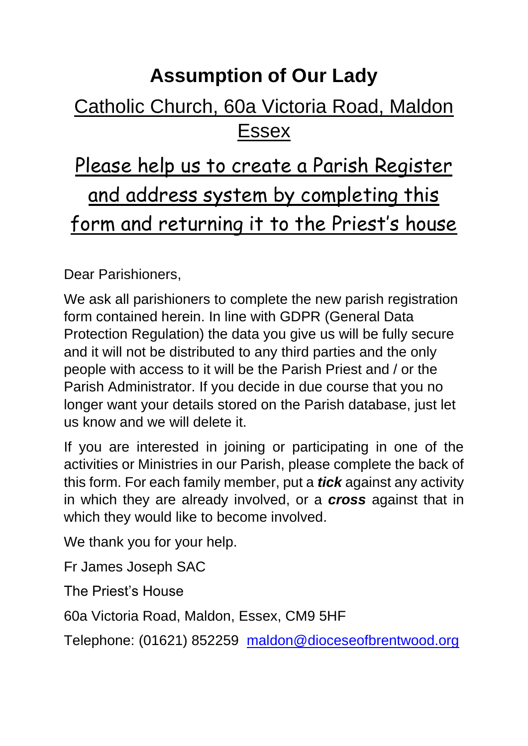# Assumption of Our Lady

## Catholic Church, 60a Victoria Road, Maldon Essex

## Please help us to create a Parish Register and address system by completing this form and returning it to the Priest's house

Dear Parishioners,

We ask all parishioners to complete the new parish registration form contained herein. In line with GDPR (General Data Protection Regulation) the data you give us will be fully secure and it will not be distributed to any third parties and the only people with access to it will be the Parish Priest and / or the Parish Administrator. If you decide in due course that you no longer want your details stored on the Parish database, just let us know and we will delete it.

If you are interested in joining or participating in one of the activities or Ministries in our Parish, please complete the back of this form. For each family member, put a ***tick*** against any activity in which they are already involved, or a ***cross*** against that in which they would like to become involved.

We thank you for your help.

Fr James Joseph SAC

The Priest's House

60a Victoria Road, Maldon, Essex, CM9 5HF

Telephone: (01621) 852259 maldon@dioceseofbrentwood.org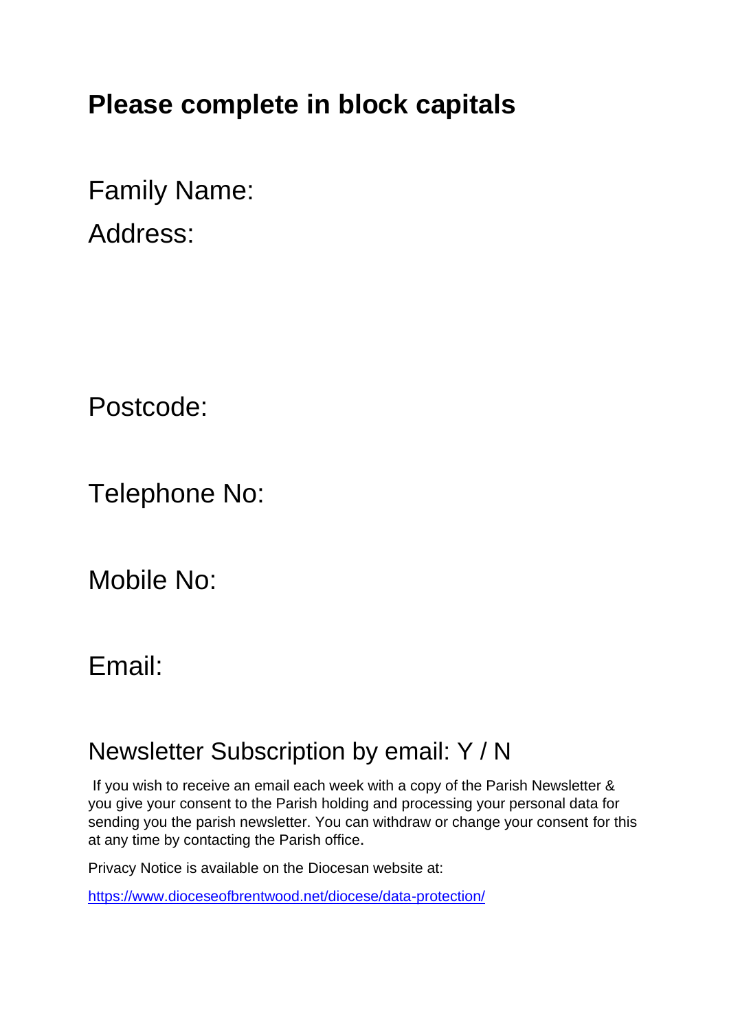## Please complete in block capitals

Family Name:

Address:

Postcode:

Telephone No:

Mobile No:

Email:

Newsletter Subscription by email: Y / N

If you wish to receive an email each week with a copy of the Parish Newsletter & you give your consent to the Parish holding and processing your personal data for sending you the parish newsletter. You can withdraw or change your consent for this at any time by contacting the Parish office.

Privacy Notice is available on the Diocesan website at:

https://www.dioceseofbrentwood.net/diocese/data-protection/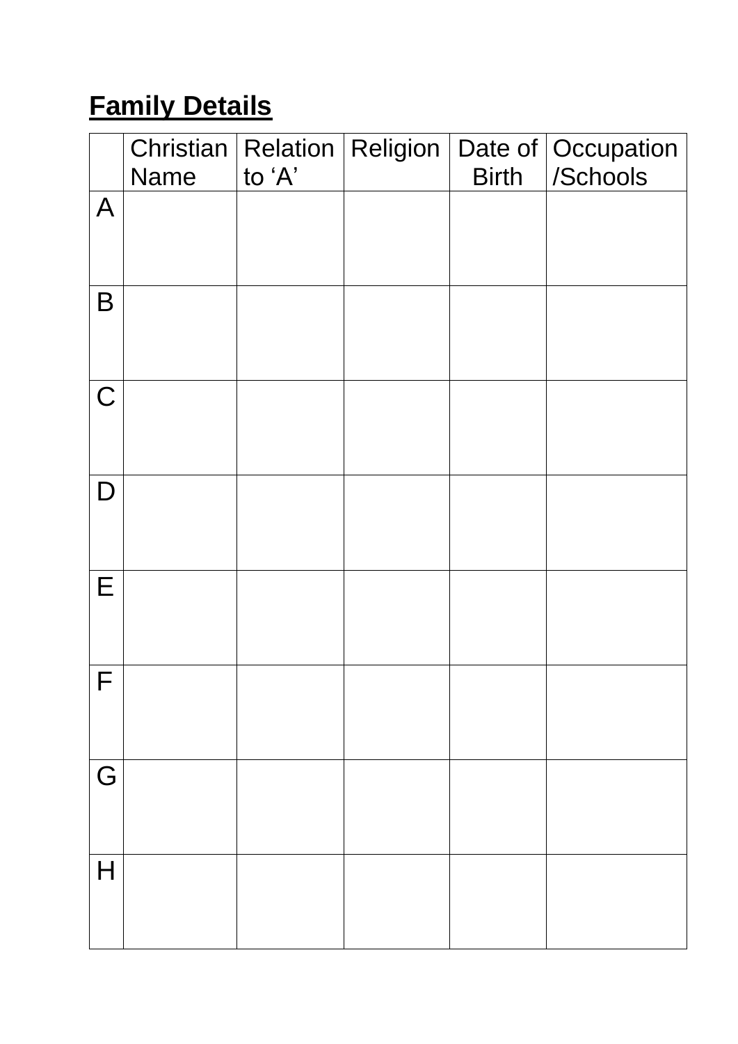## **Family Details**

| | Christian Name | Relation to 'A' | Religion | Date of Birth | Occupation /Schools |
|---|---|---|---|---|---|
| A | | | | | |
| B | | | | | |
| C | | | | | |
| D | | | | | |
| E | | | | | |
| F | | | | | |
| G | | | | | |
| H | | | | | |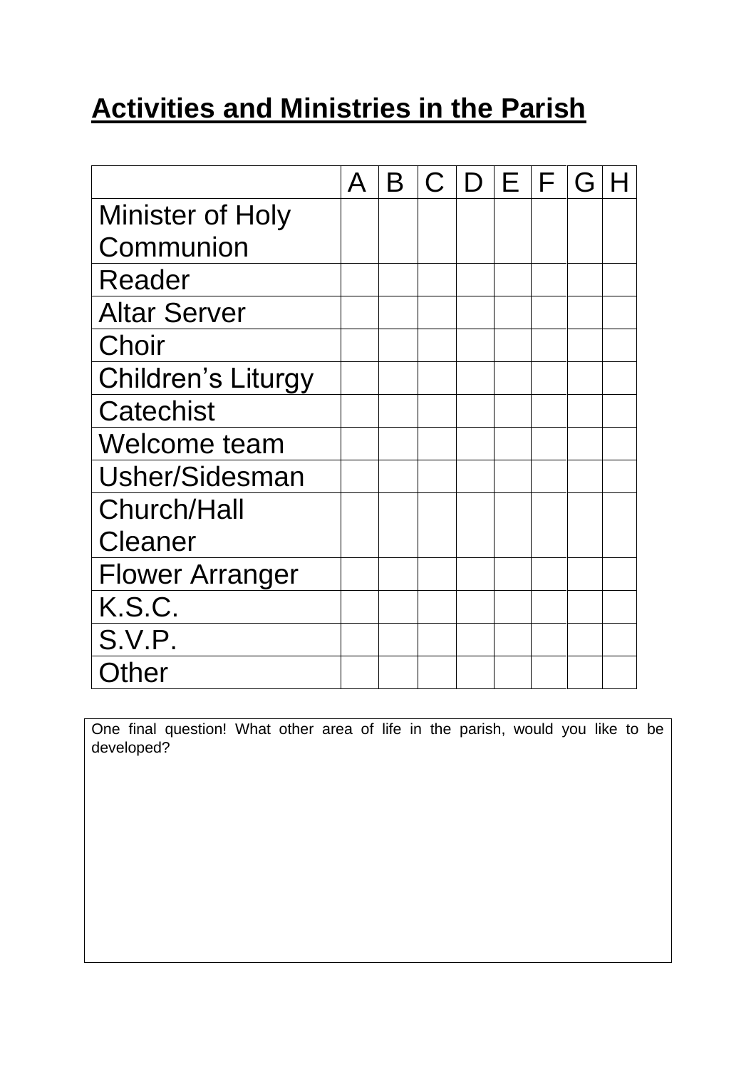## Activities and Ministries in the Parish

| | A | B | C | D | E | F | G | H |
|---|---|---|---|---|---|---|---|---|
| Minister of Holy Communion | | | | | | | | |
| Reader | | | | | | | | |
| Altar Server | | | | | | | | |
| Choir | | | | | | | | |
| Children's Liturgy | | | | | | | | |
| Catechist | | | | | | | | |
| Welcome team | | | | | | | | |
| Usher/Sidesman | | | | | | | | |
| Church/Hall Cleaner | | | | | | | | |
| Flower Arranger | | | | | | | | |
| K.S.C. | | | | | | | | |
| S.V.P. | | | | | | | | |
| Other | | | | | | | | |

One final question! What other area of life in the parish, would you like to be developed?